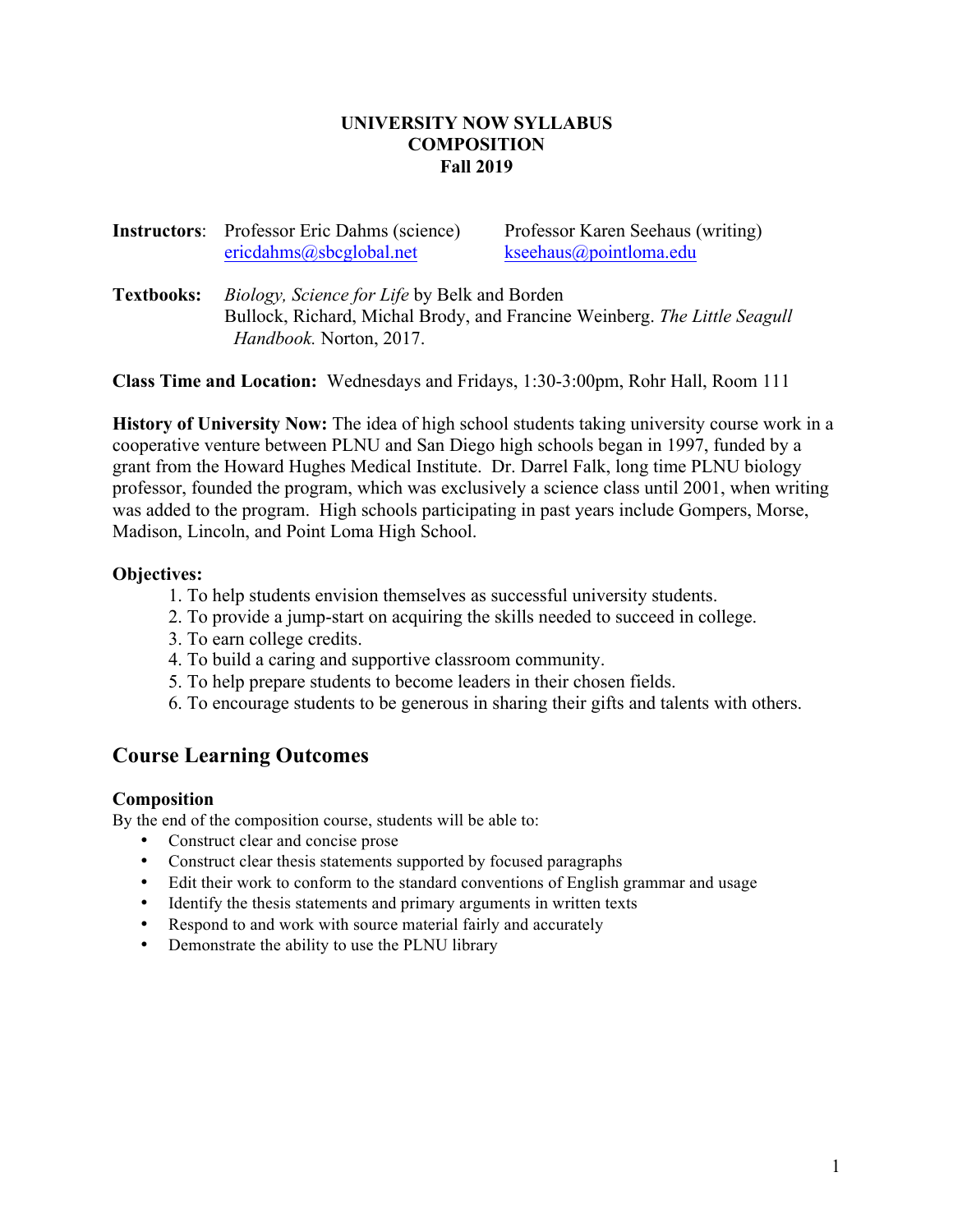**UNIVERSITY NOW SYLLABUS**
**COMPOSITION**
**Fall 2019**

**Instructors**: Professor Eric Dahms (science) ericdahms@sbcglobal.net

Professor Karen Seehaus (writing) kseehaus@pointloma.edu

**Textbooks:** *Biology, Science for Life* by Belk and Borden
Bullock, Richard, Michal Brody, and Francine Weinberg. *The Little Seagull Handbook.* Norton, 2017.

**Class Time and Location:** Wednesdays and Fridays, 1:30-3:00pm, Rohr Hall, Room 111

**History of University Now:** The idea of high school students taking university course work in a cooperative venture between PLNU and San Diego high schools began in 1997, funded by a grant from the Howard Hughes Medical Institute. Dr. Darrel Falk, long time PLNU biology professor, founded the program, which was exclusively a science class until 2001, when writing was added to the program. High schools participating in past years include Gompers, Morse, Madison, Lincoln, and Point Loma High School.

**Objectives:**

1. To help students envision themselves as successful university students.
2. To provide a jump-start on acquiring the skills needed to succeed in college.
3. To earn college credits.
4. To build a caring and supportive classroom community.
5. To help prepare students to become leaders in their chosen fields.
6. To encourage students to be generous in sharing their gifts and talents with others.

## Course Learning Outcomes

### Composition

By the end of the composition course, students will be able to:

- Construct clear and concise prose
- Construct clear thesis statements supported by focused paragraphs
- Edit their work to conform to the standard conventions of English grammar and usage
- Identify the thesis statements and primary arguments in written texts
- Respond to and work with source material fairly and accurately
- Demonstrate the ability to use the PLNU library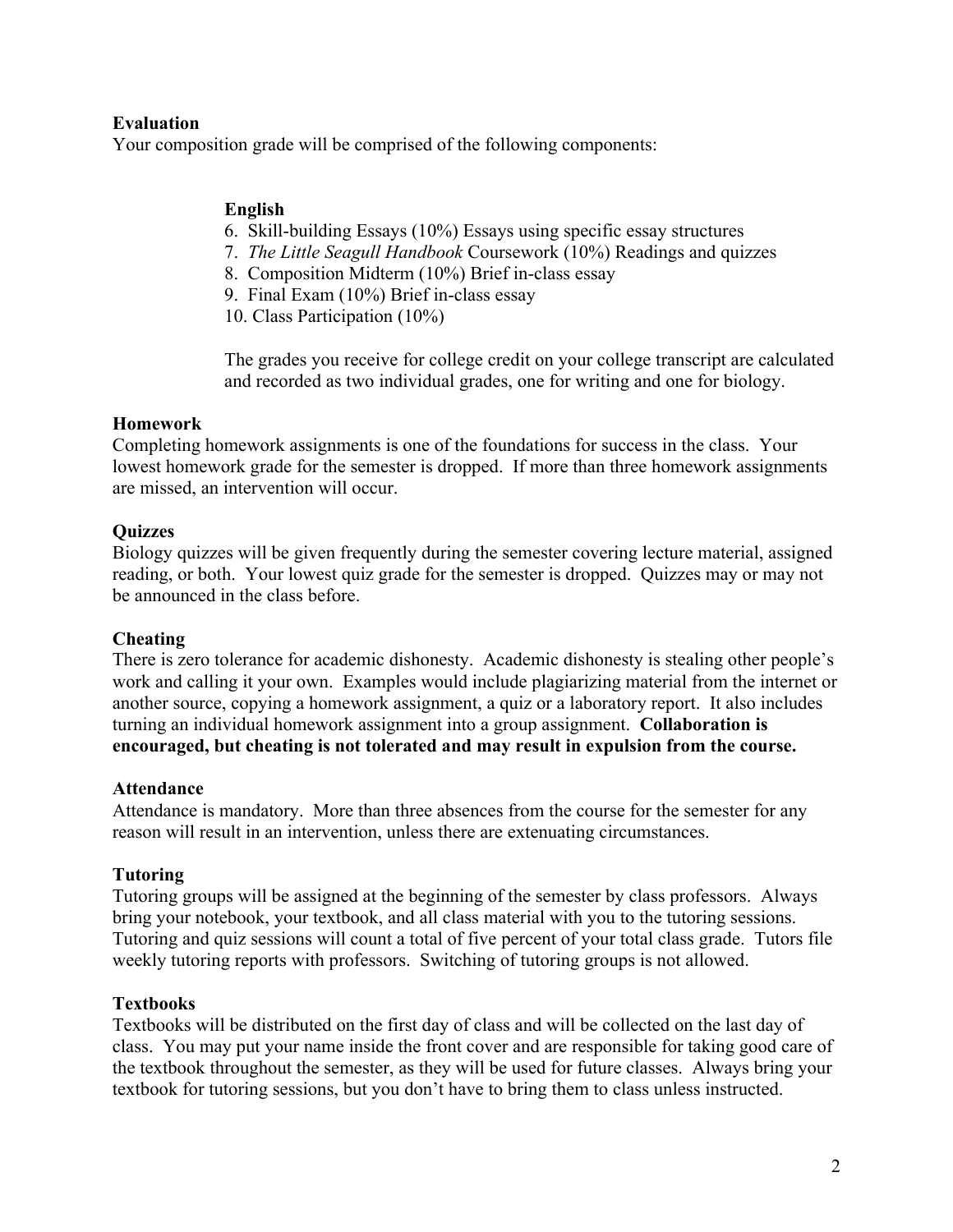**Evaluation**

Your composition grade will be comprised of the following components:

**English**

6. Skill-building Essays (10%) Essays using specific essay structures
7. *The Little Seagull Handbook* Coursework (10%) Readings and quizzes
8. Composition Midterm (10%) Brief in-class essay
9. Final Exam (10%) Brief in-class essay
10. Class Participation (10%)

The grades you receive for college credit on your college transcript are calculated and recorded as two individual grades, one for writing and one for biology.

**Homework**

Completing homework assignments is one of the foundations for success in the class. Your lowest homework grade for the semester is dropped. If more than three homework assignments are missed, an intervention will occur.

**Quizzes**

Biology quizzes will be given frequently during the semester covering lecture material, assigned reading, or both. Your lowest quiz grade for the semester is dropped. Quizzes may or may not be announced in the class before.

**Cheating**

There is zero tolerance for academic dishonesty. Academic dishonesty is stealing other people's work and calling it your own. Examples would include plagiarizing material from the internet or another source, copying a homework assignment, a quiz or a laboratory report. It also includes turning an individual homework assignment into a group assignment. **Collaboration is encouraged, but cheating is not tolerated and may result in expulsion from the course.**

**Attendance**

Attendance is mandatory. More than three absences from the course for the semester for any reason will result in an intervention, unless there are extenuating circumstances.

**Tutoring**

Tutoring groups will be assigned at the beginning of the semester by class professors. Always bring your notebook, your textbook, and all class material with you to the tutoring sessions. Tutoring and quiz sessions will count a total of five percent of your total class grade. Tutors file weekly tutoring reports with professors. Switching of tutoring groups is not allowed.

**Textbooks**

Textbooks will be distributed on the first day of class and will be collected on the last day of class. You may put your name inside the front cover and are responsible for taking good care of the textbook throughout the semester, as they will be used for future classes. Always bring your textbook for tutoring sessions, but you don't have to bring them to class unless instructed.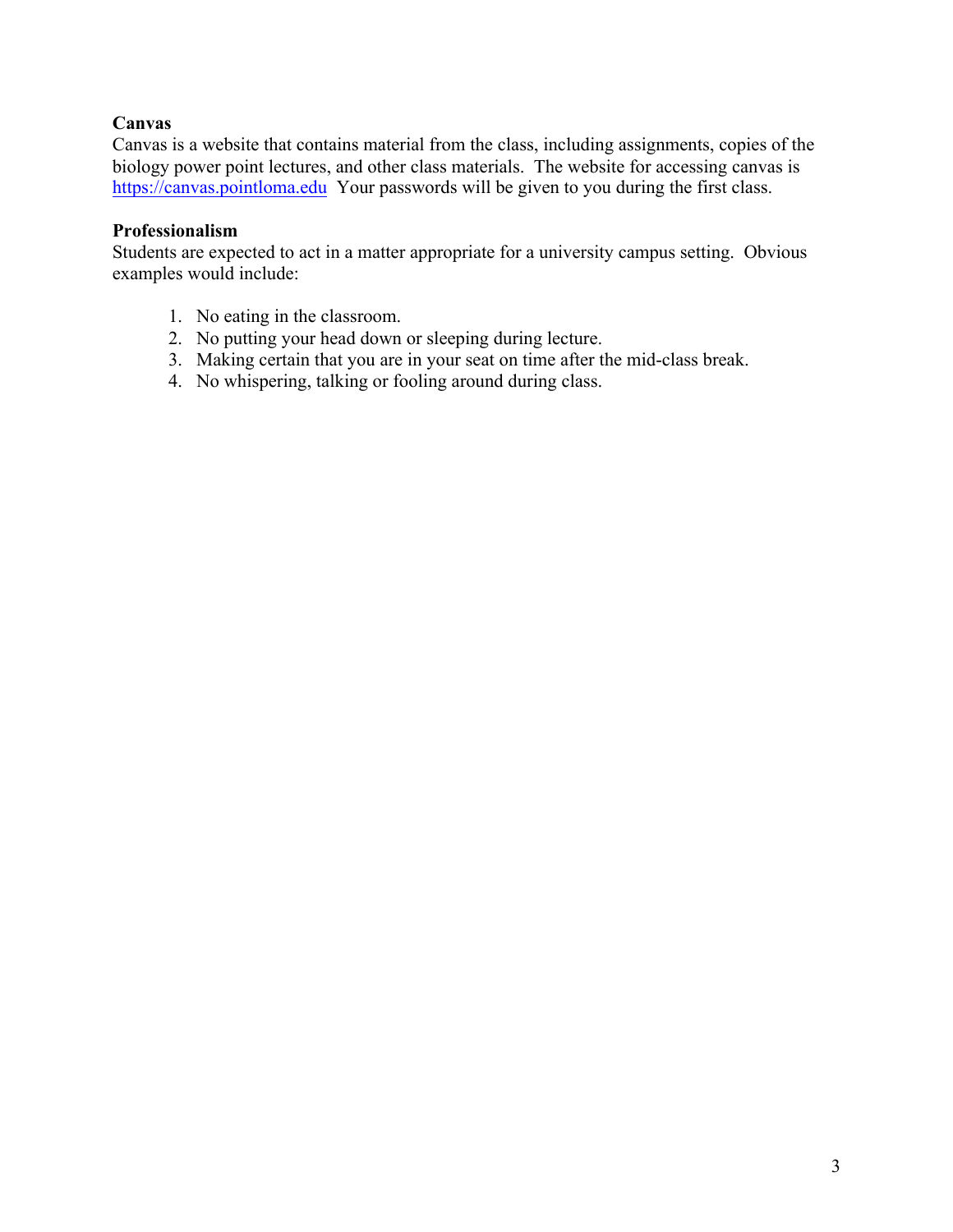**Canvas**

Canvas is a website that contains material from the class, including assignments, copies of the biology power point lectures, and other class materials. The website for accessing canvas is https://canvas.pointloma.edu Your passwords will be given to you during the first class.

**Professionalism**

Students are expected to act in a matter appropriate for a university campus setting. Obvious examples would include:

1. No eating in the classroom.
2. No putting your head down or sleeping during lecture.
3. Making certain that you are in your seat on time after the mid-class break.
4. No whispering, talking or fooling around during class.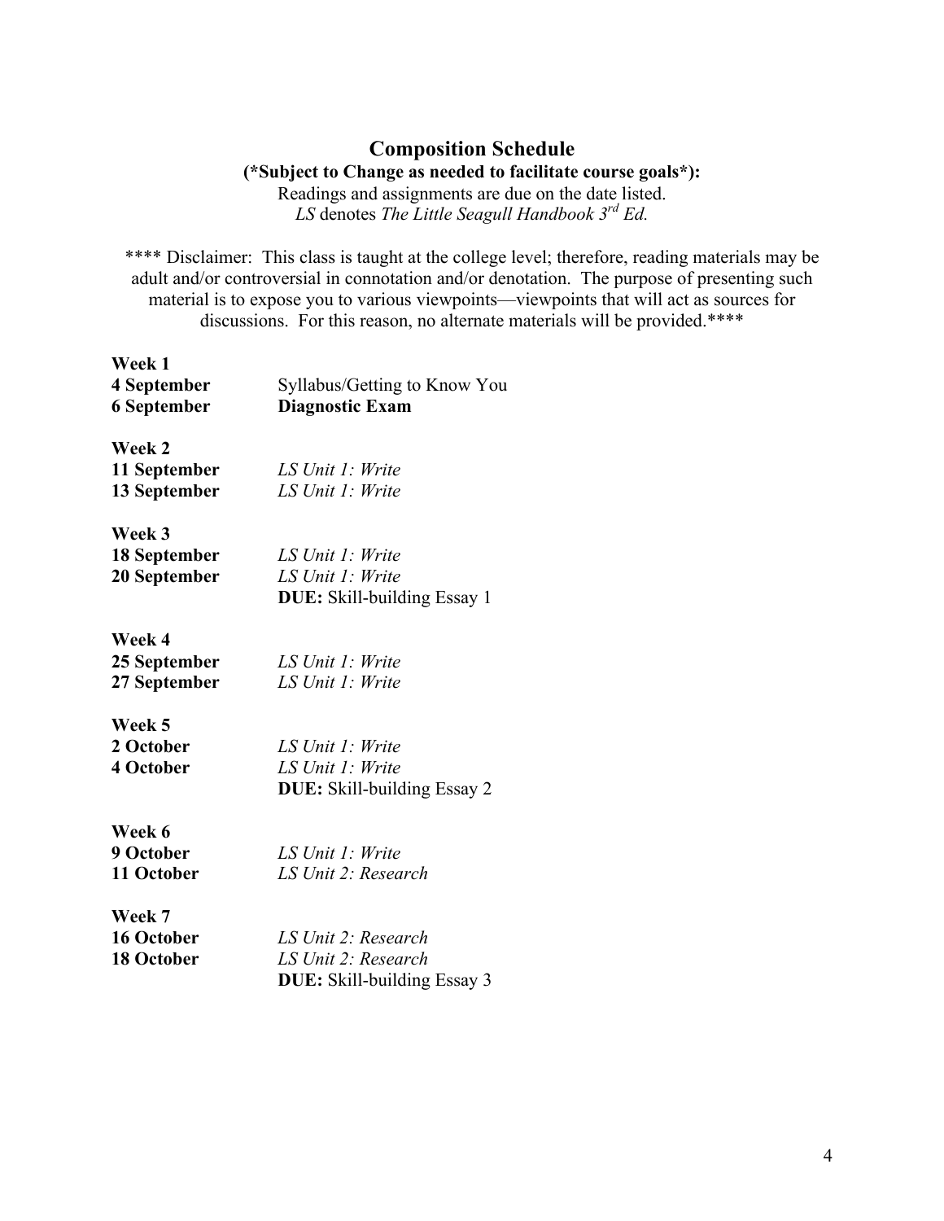## Composition Schedule

**(\*Subject to Change as needed to facilitate course goals\*):**

Readings and assignments are due on the date listed.

*LS* denotes *The Little Seagull Handbook 3rd Ed.*

**** Disclaimer: This class is taught at the college level; therefore, reading materials may be adult and/or controversial in connotation and/or denotation. The purpose of presenting such material is to expose you to various viewpoints—viewpoints that will act as sources for discussions. For this reason, no alternate materials will be provided.****

**Week 1**

| | |
|---|---|
| **4 September** | Syllabus/Getting to Know You |
| **6 September** | **Diagnostic Exam** |

**Week 2**

| | |
|---|---|
| **11 September** | *LS Unit 1: Write* |
| **13 September** | *LS Unit 1: Write* |

**Week 3**

| | |
|---|---|
| **18 September** | *LS Unit 1: Write* |
| **20 September** | *LS Unit 1: Write*<br>**DUE:** Skill-building Essay 1 |

**Week 4**

| | |
|---|---|
| **25 September** | *LS Unit 1: Write* |
| **27 September** | *LS Unit 1: Write* |

**Week 5**

| | |
|---|---|
| **2 October** | *LS Unit 1: Write* |
| **4 October** | *LS Unit 1: Write*<br>**DUE:** Skill-building Essay 2 |

**Week 6**

| | |
|---|---|
| **9 October** | *LS Unit 1: Write* |
| **11 October** | *LS Unit 2: Research* |

**Week 7**

| | |
|---|---|
| **16 October** | *LS Unit 2: Research* |
| **18 October** | *LS Unit 2: Research*<br>**DUE:** Skill-building Essay 3 |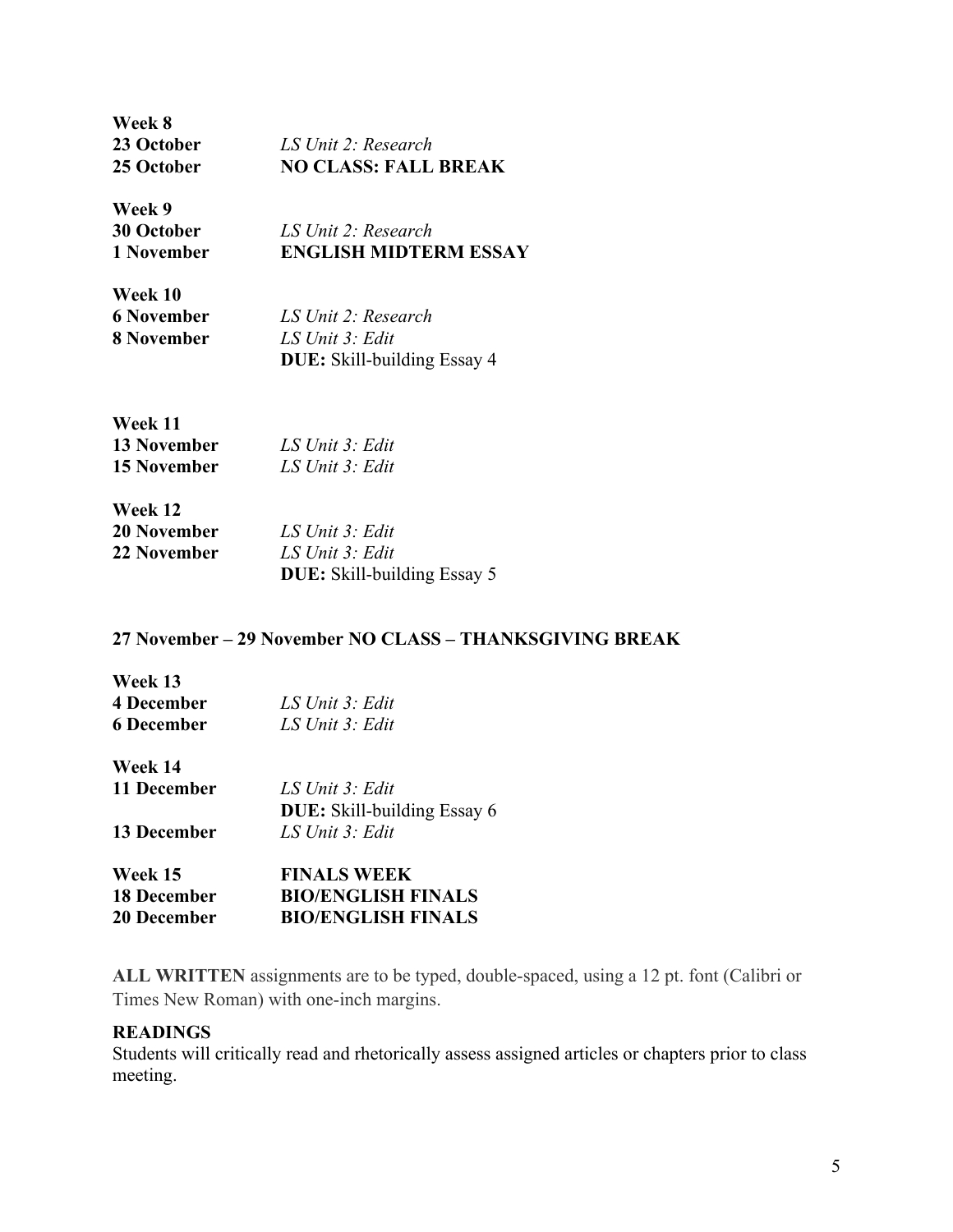**Week 8**

**23 October** *LS Unit 2: Research*

**25 October** **NO CLASS: FALL BREAK**

**Week 9**

**30 October** *LS Unit 2: Research*

**1 November** **ENGLISH MIDTERM ESSAY**

**Week 10**

**6 November** *LS Unit 2: Research*

**8 November** *LS Unit 3: Edit*

**DUE:** Skill-building Essay 4

**Week 11**

**13 November** *LS Unit 3: Edit*

**15 November** *LS Unit 3: Edit*

**Week 12**

**20 November** *LS Unit 3: Edit*

**22 November** *LS Unit 3: Edit*

**DUE:** Skill-building Essay 5

**27 November – 29 November NO CLASS – THANKSGIVING BREAK**

**Week 13**

**4 December** *LS Unit 3: Edit*

**6 December** *LS Unit 3: Edit*

**Week 14**

**11 December** *LS Unit 3: Edit*

**DUE:** Skill-building Essay 6

**13 December** *LS Unit 3: Edit*

**Week 15** **FINALS WEEK**

**18 December** **BIO/ENGLISH FINALS**

**20 December** **BIO/ENGLISH FINALS**

**ALL WRITTEN** assignments are to be typed, double-spaced, using a 12 pt. font (Calibri or Times New Roman) with one-inch margins.

**READINGS**

Students will critically read and rhetorically assess assigned articles or chapters prior to class meeting.